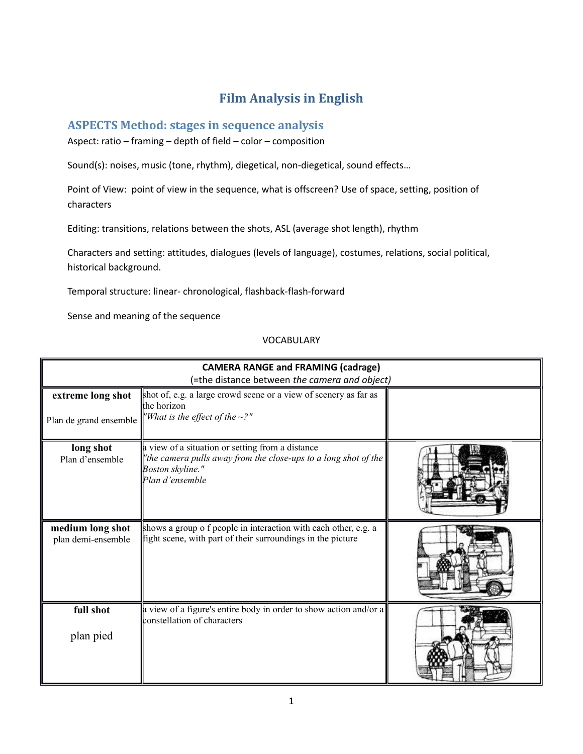# Film Analysis in English

## ASPECTS Method: stages in sequence analysis

Aspect: ratio – framing – depth of field – color – composition

Sound(s): noises, music (tone, rhythm), diegetical, non-diegetical, sound effects…

Point of View: point of view in the sequence, what is offscreen? Use of space, setting, position of characters

Editing: transitions, relations between the shots, ASL (average shot length), rhythm

Characters and setting: attitudes, dialogues (levels of language), costumes, relations, social political, historical background.

Temporal structure: linear- chronological, flashback-flash-forward

Sense and meaning of the sequence

VOCABULARY

| CAMERA RANGE and FRAMING (cadrage) (=the distance between *the camera and object)* | | |
|---|---|---|
| **extreme long shot** Plan de grand ensemble | shot of, e.g. a large crowd scene or a view of scenery as far as the horizon *"What is the effect of the ~?"* | |
| **long shot** Plan d'ensemble | a view of a situation or setting from a distance *"the camera pulls away from the close-ups to a long shot of the Boston skyline." Plan d'ensemble* | |
| **medium long shot** plan demi-ensemble | shows a group o f people in interaction with each other, e.g. a fight scene, with part of their surroundings in the picture | |
| **full shot** plan pied | a view of a figure's entire body in order to show action and/or a constellation of characters | |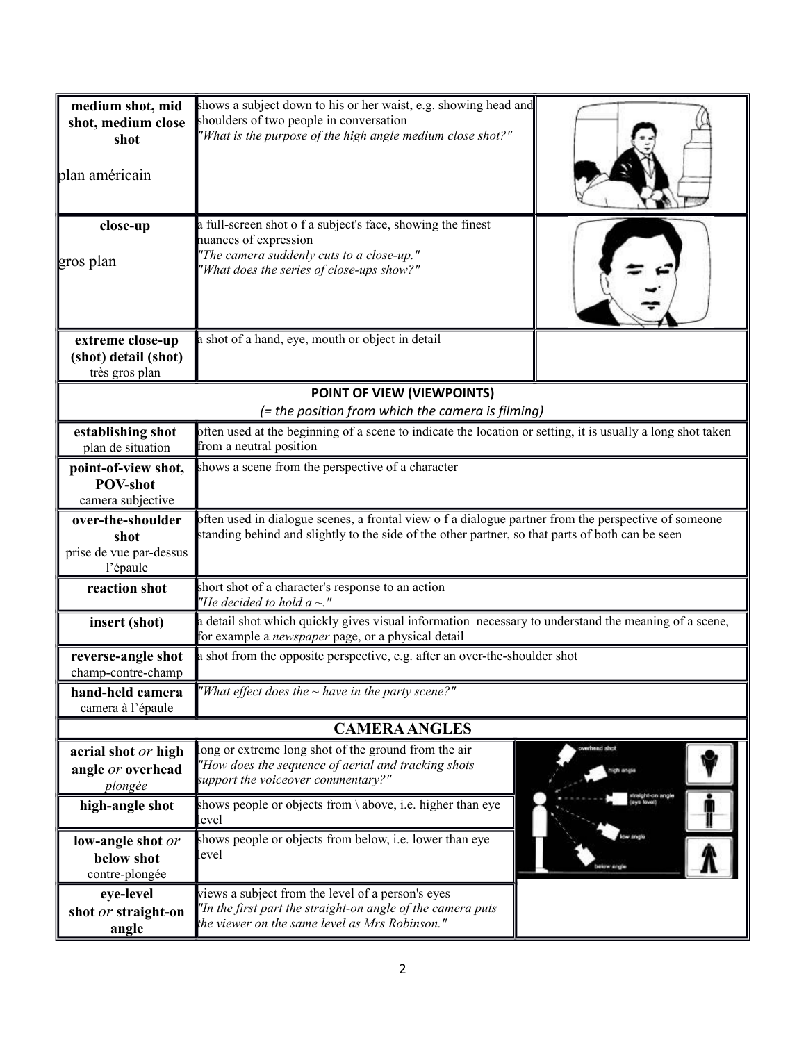| | | |
|---|---|---|
| **medium shot, mid shot, medium close shot**<br><br>plan américain | shows a subject down to his or her waist, e.g. showing head and shoulders of two people in conversation<br>*"What is the purpose of the high angle medium close shot?"* | |
| **close-up**<br><br>gros plan | a full-screen shot o f a subject's face, showing the finest nuances of expression<br>*"The camera suddenly cuts to a close-up."*<br>*"What does the series of close-ups show?"* | |
| **extreme close-up (shot) detail (shot)**<br>très gros plan | a shot of a hand, eye, mouth or object in detail | |

## POINT OF VIEW (VIEWPOINTS)

*(= the position from which the camera is filming)*

| | |
|---|---|
| **establishing shot**<br>plan de situation | often used at the beginning of a scene to indicate the location or setting, it is usually a long shot taken from a neutral position |
| **point-of-view shot, POV-shot**<br>camera subjective | shows a scene from the perspective of a character |
| **over-the-shoulder shot**<br>prise de vue par-dessus l'épaule | often used in dialogue scenes, a frontal view o f a dialogue partner from the perspective of someone standing behind and slightly to the side of the other partner, so that parts of both can be seen |
| **reaction shot** | short shot of a character's response to an action<br>*"He decided to hold a ~."* |
| **insert (shot)** | a detail shot which quickly gives visual information necessary to understand the meaning of a scene, for example a *newspaper* page, or a physical detail |
| **reverse-angle shot**<br>champ-contre-champ | a shot from the opposite perspective, e.g. after an over-the-shoulder shot |
| **hand-held camera**<br>camera à l'épaule | *"What effect does the ~ have in the party scene?"* |

## CAMERA ANGLES

| | |
|---|---|
| **aerial shot** *or* **high angle** *or* **overhead**<br>*plongée* | long or extreme long shot of the ground from the air<br>*"How does the sequence of aerial and tracking shots support the voiceover commentary?"* |
| **high-angle shot** | shows people or objects from \ above, i.e. higher than eye level |
| **low-angle shot** *or* **below shot**<br>contre-plongée | shows people or objects from below, i.e. lower than eye level |
| **eye-level shot** *or* **straight-on angle** | views a subject from the level of a person's eyes<br>*"In the first part the straight-on angle of the camera puts the viewer on the same level as Mrs Robinson."* |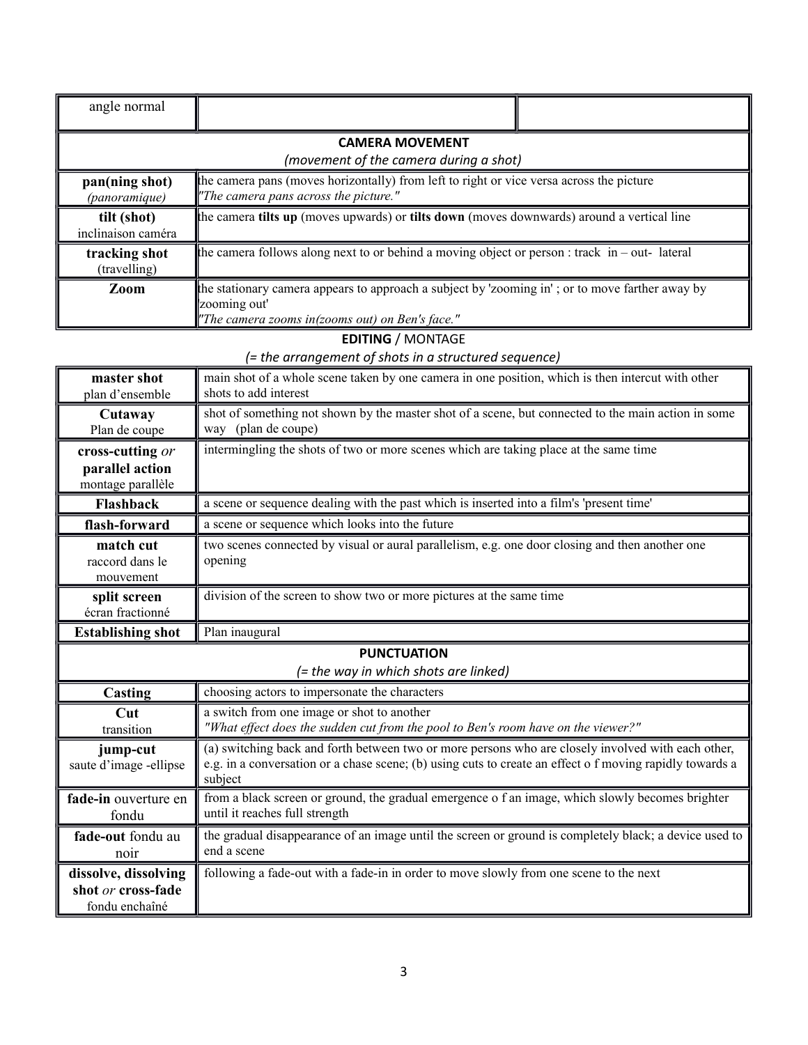| angle normal | | |
|---|---|---|

| **CAMERA MOVEMENT** *(movement of the camera during a shot)* | |
|---|---|
| **pan(ning shot)** *(panoramique)* | the camera pans (moves horizontally) from left to right or vice versa across the picture *"The camera pans across the picture."* |
| **tilt (shot)** inclinaison caméra | the camera **tilts up** (moves upwards) or **tilts down** (moves downwards) around a vertical line |
| **tracking shot** (travelling) | the camera follows along next to or behind a moving object or person : track in – out- lateral |
| **Zoom** | the stationary camera appears to approach a subject by 'zooming in' ; or to move farther away by 'zooming out' *"The camera zooms in(zooms out) on Ben's face."* |

**EDITING** / MONTAGE

*(= the arrangement of shots in a structured sequence)*

| Term | Definition |
|---|---|
| **master shot** plan d'ensemble | main shot of a whole scene taken by one camera in one position, which is then intercut with other shots to add interest |
| **Cutaway** Plan de coupe | shot of something not shown by the master shot of a scene, but connected to the main action in some way (plan de coupe) |
| **cross-cutting** *or* **parallel action** montage parallèle | intermingling the shots of two or more scenes which are taking place at the same time |
| **Flashback** | a scene or sequence dealing with the past which is inserted into a film's 'present time' |
| **flash-forward** | a scene or sequence which looks into the future |
| **match cut** raccord dans le mouvement | two scenes connected by visual or aural parallelism, e.g. one door closing and then another one opening |
| **split screen** écran fractionné | division of the screen to show two or more pictures at the same time |
| **Establishing shot** | Plan inaugural |
| **PUNCTUATION** *(= the way in which shots are linked)* | |
| **Casting** | choosing actors to impersonate the characters |
| **Cut** transition | a switch from one image or shot to another *"What effect does the sudden cut from the pool to Ben's room have on the viewer?"* |
| **jump-cut** saute d'image -ellipse | (a) switching back and forth between two or more persons who are closely involved with each other, e.g. in a conversation or a chase scene; (b) using cuts to create an effect o f moving rapidly towards a subject |
| **fade-in** ouverture en fondu | from a black screen or ground, the gradual emergence o f an image, which slowly becomes brighter until it reaches full strength |
| **fade-out** fondu au noir | the gradual disappearance of an image until the screen or ground is completely black; a device used to end a scene |
| **dissolve, dissolving shot** *or* **cross-fade** fondu enchaîné | following a fade-out with a fade-in in order to move slowly from one scene to the next |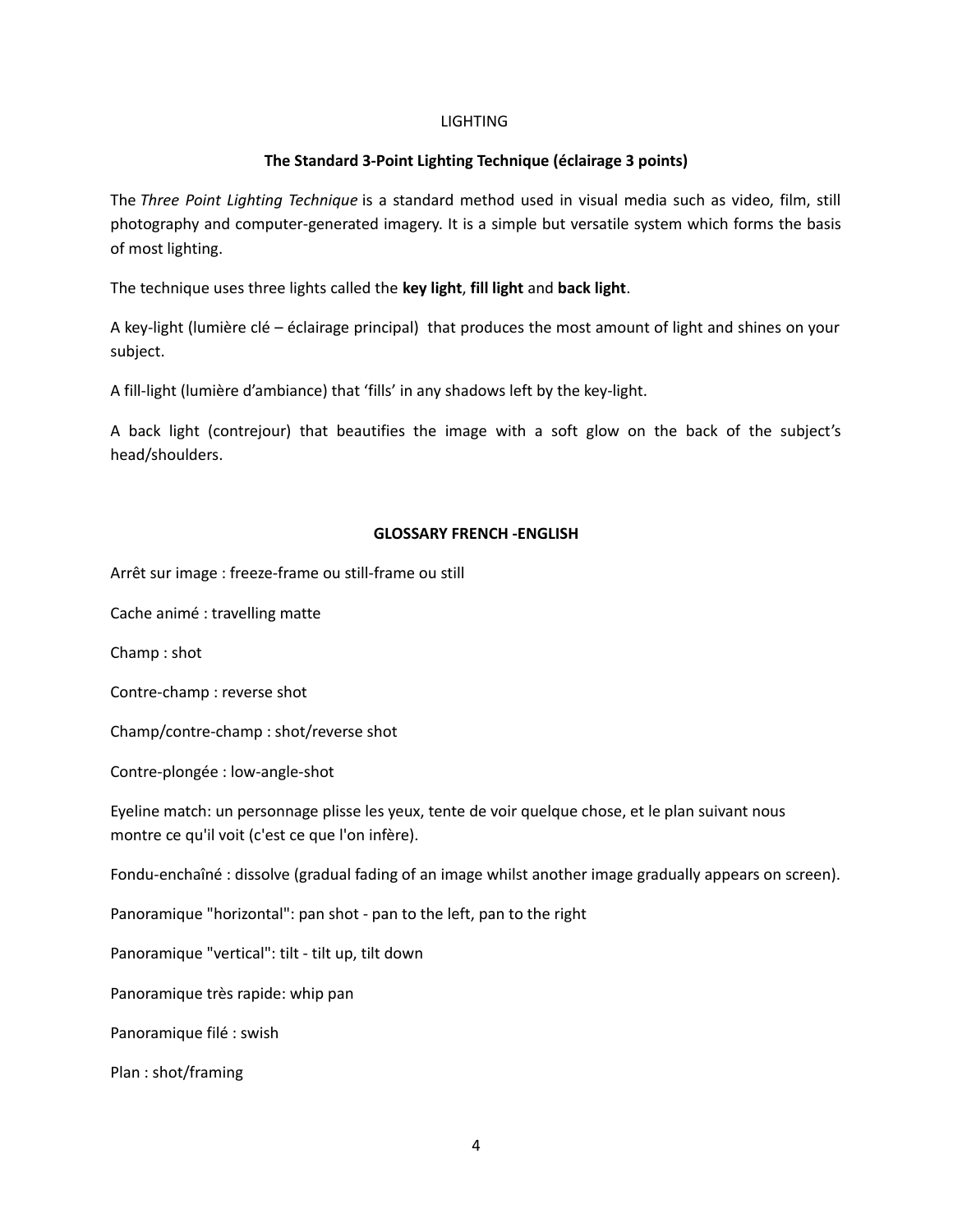LIGHTING

**The Standard 3-Point Lighting Technique (éclairage 3 points)**

The *Three Point Lighting Technique* is a standard method used in visual media such as video, film, still photography and computer-generated imagery. It is a simple but versatile system which forms the basis of most lighting.

The technique uses three lights called the **key light**, **fill light** and **back light**.

A key-light (lumière clé – éclairage principal) that produces the most amount of light and shines on your subject.

A fill-light (lumière d'ambiance) that 'fills' in any shadows left by the key-light.

A back light (contrejour) that beautifies the image with a soft glow on the back of the subject's head/shoulders.

**GLOSSARY FRENCH -ENGLISH**

Arrêt sur image : freeze-frame ou still-frame ou still

Cache animé : travelling matte

Champ : shot

Contre-champ : reverse shot

Champ/contre-champ : shot/reverse shot

Contre-plongée : low-angle-shot

Eyeline match: un personnage plisse les yeux, tente de voir quelque chose, et le plan suivant nous montre ce qu'il voit (c'est ce que l'on infère).

Fondu-enchaîné : dissolve (gradual fading of an image whilst another image gradually appears on screen).

Panoramique "horizontal": pan shot - pan to the left, pan to the right

Panoramique "vertical": tilt - tilt up, tilt down

Panoramique très rapide: whip pan

Panoramique filé : swish

Plan : shot/framing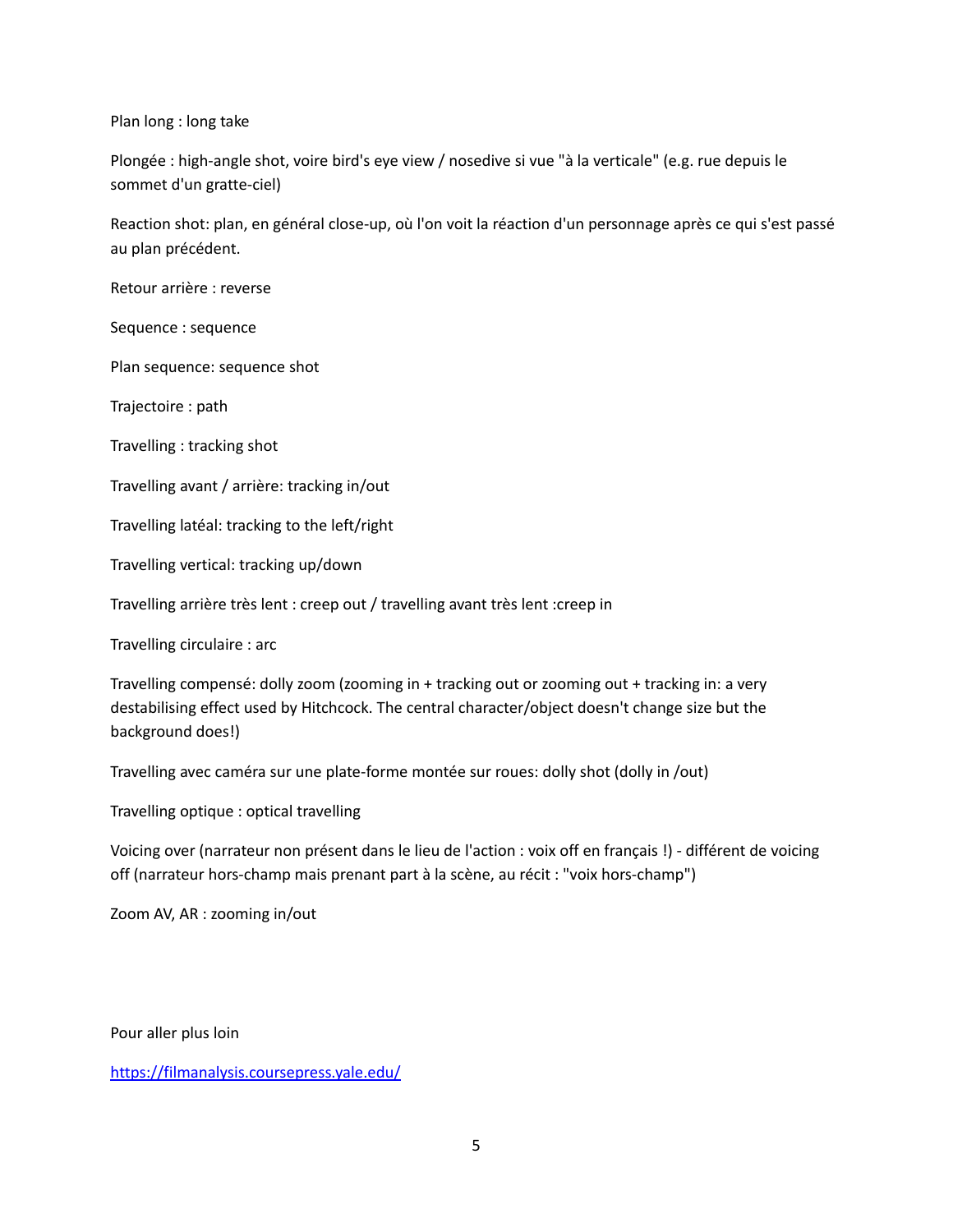Plan long : long take

Plongée : high-angle shot, voire bird's eye view / nosedive si vue "à la verticale" (e.g. rue depuis le sommet d'un gratte-ciel)

Reaction shot: plan, en général close-up, où l'on voit la réaction d'un personnage après ce qui s'est passé au plan précédent.

Retour arrière : reverse

Sequence : sequence

Plan sequence: sequence shot

Trajectoire : path

Travelling : tracking shot

Travelling avant / arrière: tracking in/out

Travelling latéal: tracking to the left/right

Travelling vertical: tracking up/down

Travelling arrière très lent : creep out / travelling avant très lent :creep in

Travelling circulaire : arc

Travelling compensé: dolly zoom (zooming in + tracking out or zooming out + tracking in: a very destabilising effect used by Hitchcock. The central character/object doesn't change size but the background does!)

Travelling avec caméra sur une plate-forme montée sur roues: dolly shot (dolly in /out)

Travelling optique : optical travelling

Voicing over (narrateur non présent dans le lieu de l'action : voix off en français !) - différent de voicing off (narrateur hors-champ mais prenant part à la scène, au récit : "voix hors-champ")

Zoom AV, AR : zooming in/out

Pour aller plus loin

[https://filmanalysis.coursepress.yale.edu/](https://filmanalysis.coursepress.yale.edu/)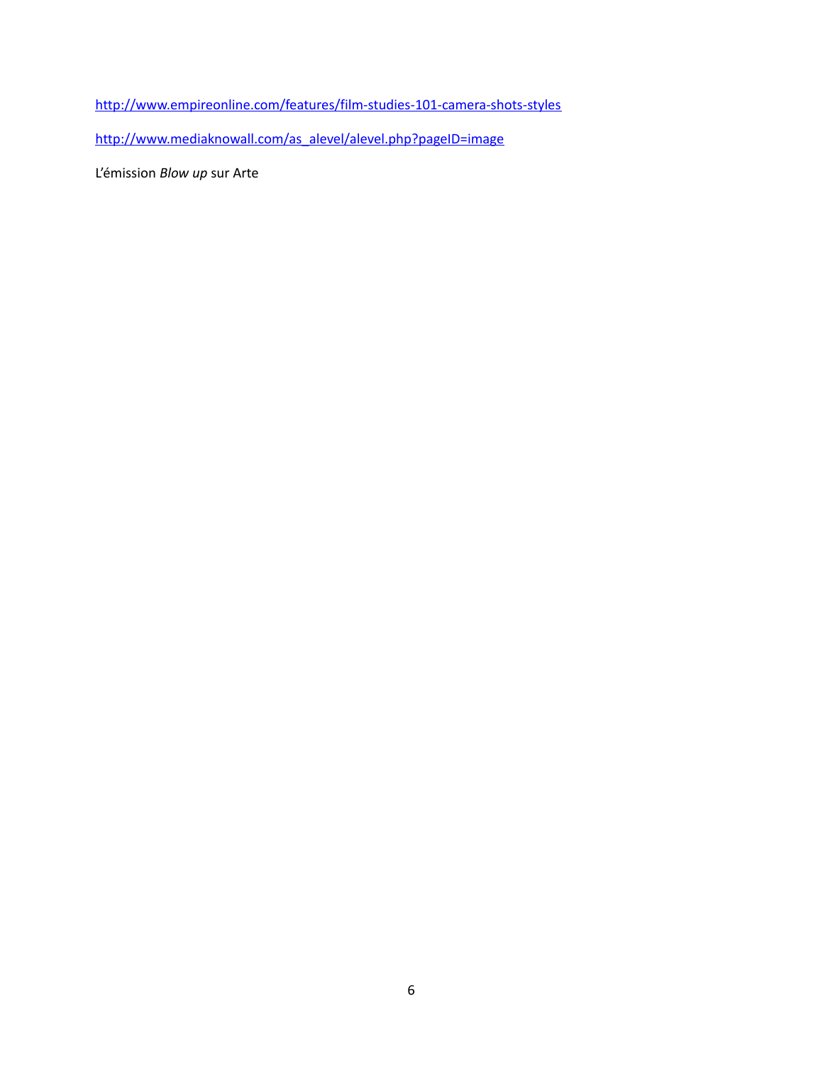http://www.empireonline.com/features/film-studies-101-camera-shots-styles

http://www.mediaknowall.com/as_alevel/alevel.php?pageID=image

L'émission *Blow up* sur Arte